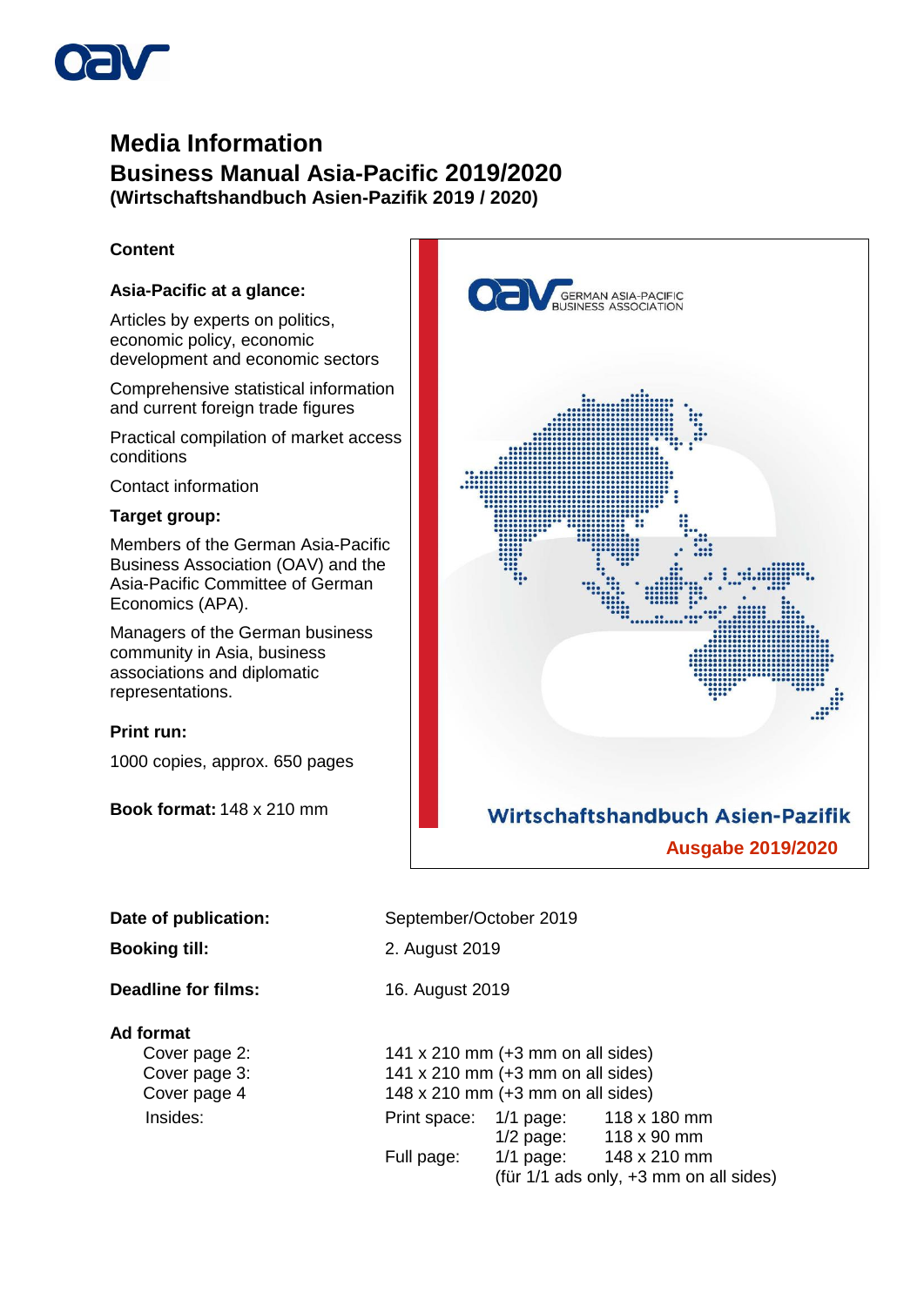# Media Information

## Business Manual Asia-Pacific 2019/2020

**(Wirtschaftshandbuch Asien-Pazifik 2019 / 2020)**

**Content**

**Asia-Pacific at a glance:**

Articles by experts on politics, economic policy, economic development and economic sectors

Comprehensive statistical information and current foreign trade figures

Practical compilation of market access conditions

Contact information

**Target group:**

Members of the German Asia-Pacific Business Association (OAV) and the Asia-Pacific Committee of German Economics (APA).

Managers of the German business community in Asia, business associations and diplomatic representations.

**Print run:**

1000 copies, approx. 650 pages

**Book format:** 148 x 210 mm

GERMAN ASIA-PACIFIC BUSINESS ASSOCIATION

Wirtschaftshandbuch Asien-Pazifik

Ausgabe 2019/2020

| | |
|---|---|
| **Date of publication:** | September/October 2019 |
| **Booking till:** | 2. August 2019 |
| **Deadline for films:** | 16. August 2019 |

**Ad format**

| | | | |
|---|---|---|---|
| Cover page 2: | 141 x 210 mm (+3 mm on all sides) | | |
| Cover page 3: | 141 x 210 mm (+3 mm on all sides) | | |
| Cover page 4 | 148 x 210 mm (+3 mm on all sides) | | |
| Insides: | Print space: | 1/1 page: | 118 x 180 mm |
| | | 1/2 page: | 118 x 90 mm |
| | Full page: | 1/1 page: | 148 x 210 mm |
| | | (für 1/1 ads only, +3 mm on all sides) | |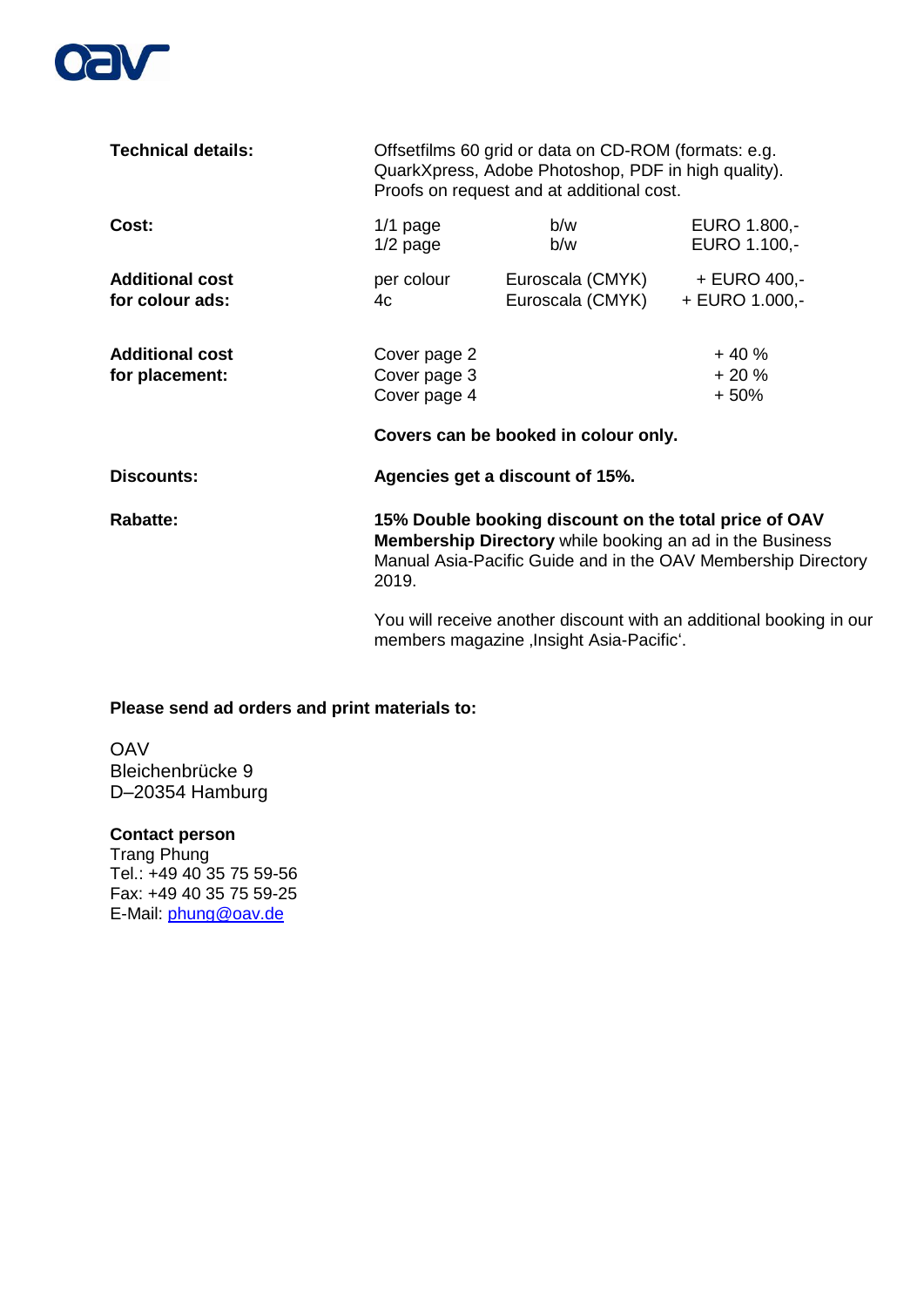| | | | |
|---|---|---|---|
| **Technical details:** | Offsetfilms 60 grid or data on CD-ROM (formats: e.g. QuarkXpress, Adobe Photoshop, PDF in high quality). Proofs on request and at additional cost. | | |
| **Cost:** | 1/1 page | b/w | EURO 1.800,- |
| | 1/2 page | b/w | EURO 1.100,- |
| **Additional cost for colour ads:** | per colour | Euroscala (CMYK) | + EURO 400,- |
| | 4c | Euroscala (CMYK) | + EURO 1.000,- |
| **Additional cost for placement:** | Cover page 2 | | + 40 % |
| | Cover page 3 | | + 20 % |
| | Cover page 4 | | + 50% |
| | **Covers can be booked in colour only.** | | |
| **Discounts:** | **Agencies get a discount of 15%.** | | |
| **Rabatte:** | **15% Double booking discount on the total price of OAV Membership Directory** while booking an ad in the Business Manual Asia-Pacific Guide and in the OAV Membership Directory 2019. You will receive another discount with an additional booking in our members magazine ‚Insight Asia-Pacific'. | | |

**Please send ad orders and print materials to:**

OAV
Bleichenbrücke 9
D–20354 Hamburg

**Contact person**
Trang Phung
Tel.: +49 40 35 75 59-56
Fax: +49 40 35 75 59-25
E-Mail: phung@oav.de